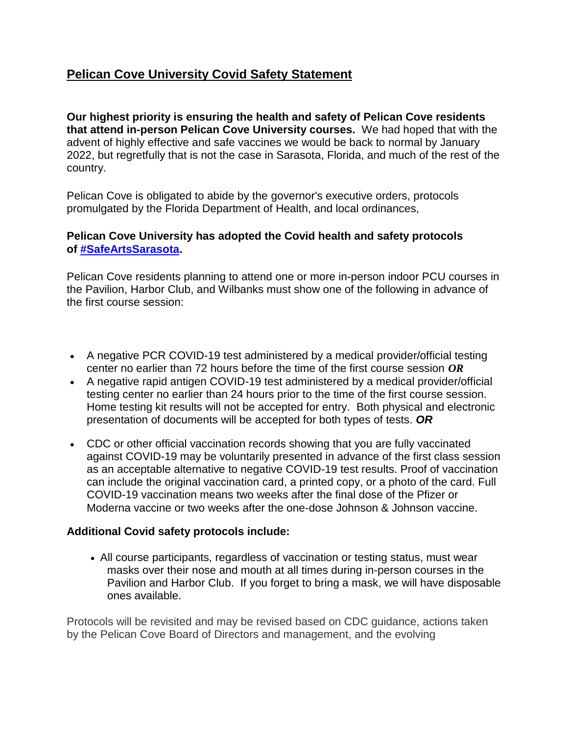## Pelican Cove University Covid Safety Statement

**Our highest priority is ensuring the health and safety of Pelican Cove residents that attend in-person Pelican Cove University courses.** We had hoped that with the advent of highly effective and safe vaccines we would be back to normal by January 2022, but regretfully that is not the case in Sarasota, Florida, and much of the rest of the country.

Pelican Cove is obligated to abide by the governor's executive orders, protocols promulgated by the Florida Department of Health, and local ordinances,

**Pelican Cove University has adopted the Covid health and safety protocols of #SafeArtsSarasota.**

Pelican Cove residents planning to attend one or more in-person indoor PCU courses in the Pavilion, Harbor Club, and Wilbanks must show one of the following in advance of the first course session:

- A negative PCR COVID-19 test administered by a medical provider/official testing center no earlier than 72 hours before the time of the first course session ***OR***
- A negative rapid antigen COVID-19 test administered by a medical provider/official testing center no earlier than 24 hours prior to the time of the first course session. Home testing kit results will not be accepted for entry. Both physical and electronic presentation of documents will be accepted for both types of tests. ***OR***
- CDC or other official vaccination records showing that you are fully vaccinated against COVID-19 may be voluntarily presented in advance of the first class session as an acceptable alternative to negative COVID-19 test results. Proof of vaccination can include the original vaccination card, a printed copy, or a photo of the card. Full COVID-19 vaccination means two weeks after the final dose of the Pfizer or Moderna vaccine or two weeks after the one-dose Johnson & Johnson vaccine.

**Additional Covid safety protocols include:**

- All course participants, regardless of vaccination or testing status, must wear masks over their nose and mouth at all times during in-person courses in the Pavilion and Harbor Club. If you forget to bring a mask, we will have disposable ones available.

Protocols will be revisited and may be revised based on CDC guidance, actions taken by the Pelican Cove Board of Directors and management, and the evolving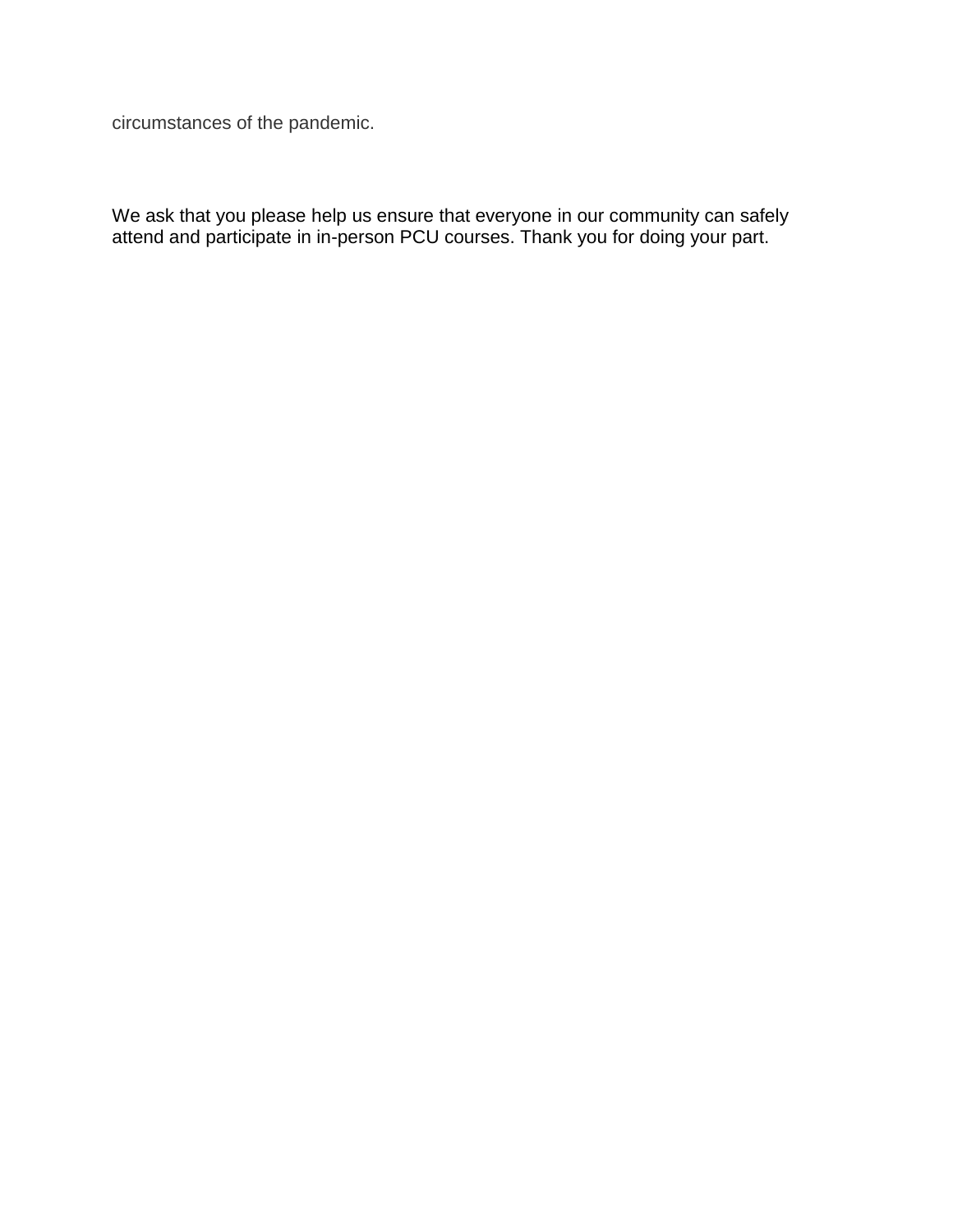circumstances of the pandemic.

We ask that you please help us ensure that everyone in our community can safely attend and participate in in-person PCU courses. Thank you for doing your part.